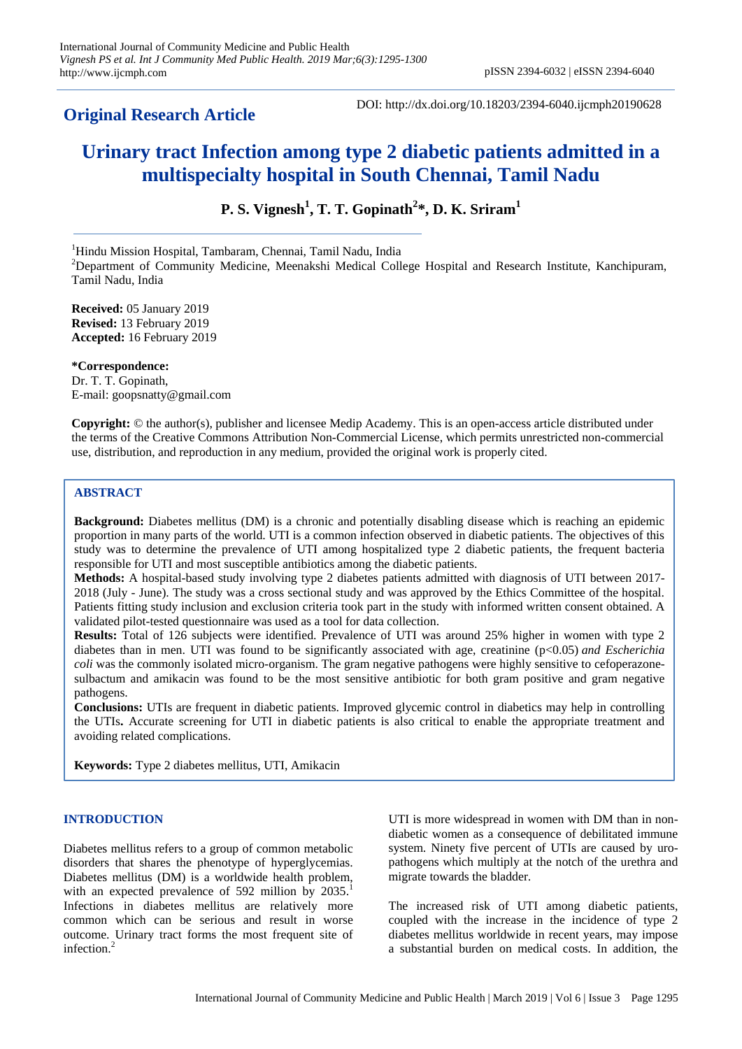## Original Research Article

DOI: http://dx.doi.org/10.18203/2394-6040.ijcmph20190628

# Urinary tract Infection among type 2 diabetic patients admitted in a multispecialty hospital in South Chennai, Tamil Nadu

**P. S. Vignesh[1], T. T. Gopinath[2]\*, D. K. Sriram[1]**

[1]Hindu Mission Hospital, Tambaram, Chennai, Tamil Nadu, India
[2]Department of Community Medicine, Meenakshi Medical College Hospital and Research Institute, Kanchipuram, Tamil Nadu, India

**Received:** 05 January 2019
**Revised:** 13 February 2019
**Accepted:** 16 February 2019

**\*Correspondence:**
Dr. T. T. Gopinath,
E-mail: goopsnatty@gmail.com

**Copyright:** © the author(s), publisher and licensee Medip Academy. This is an open-access article distributed under the terms of the Creative Commons Attribution Non-Commercial License, which permits unrestricted non-commercial use, distribution, and reproduction in any medium, provided the original work is properly cited.

## ABSTRACT

**Background:** Diabetes mellitus (DM) is a chronic and potentially disabling disease which is reaching an epidemic proportion in many parts of the world. UTI is a common infection observed in diabetic patients. The objectives of this study was to determine the prevalence of UTI among hospitalized type 2 diabetic patients, the frequent bacteria responsible for UTI and most susceptible antibiotics among the diabetic patients.

**Methods:** A hospital-based study involving type 2 diabetes patients admitted with diagnosis of UTI between 2017-2018 (July - June). The study was a cross sectional study and was approved by the Ethics Committee of the hospital. Patients fitting study inclusion and exclusion criteria took part in the study with informed written consent obtained. A validated pilot-tested questionnaire was used as a tool for data collection.

**Results:** Total of 126 subjects were identified. Prevalence of UTI was around 25% higher in women with type 2 diabetes than in men. UTI was found to be significantly associated with age, creatinine ($p<0.05$) *and Escherichia coli* was the commonly isolated micro-organism. The gram negative pathogens were highly sensitive to cefoperazone-sulbactum and amikacin was found to be the most sensitive antibiotic for both gram positive and gram negative pathogens.

**Conclusions:** UTIs are frequent in diabetic patients. Improved glycemic control in diabetics may help in controlling the UTIs**.** Accurate screening for UTI in diabetic patients is also critical to enable the appropriate treatment and avoiding related complications.

**Keywords:** Type 2 diabetes mellitus, UTI, Amikacin

## INTRODUCTION

Diabetes mellitus refers to a group of common metabolic disorders that shares the phenotype of hyperglycemias. Diabetes mellitus (DM) is a worldwide health problem, with an expected prevalence of 592 million by 2035.[1] Infections in diabetes mellitus are relatively more common which can be serious and result in worse outcome. Urinary tract forms the most frequent site of infection.[2]

UTI is more widespread in women with DM than in non-diabetic women as a consequence of debilitated immune system. Ninety five percent of UTIs are caused by uro-pathogens which multiply at the notch of the urethra and migrate towards the bladder.

The increased risk of UTI among diabetic patients, coupled with the increase in the incidence of type 2 diabetes mellitus worldwide in recent years, may impose a substantial burden on medical costs. In addition, the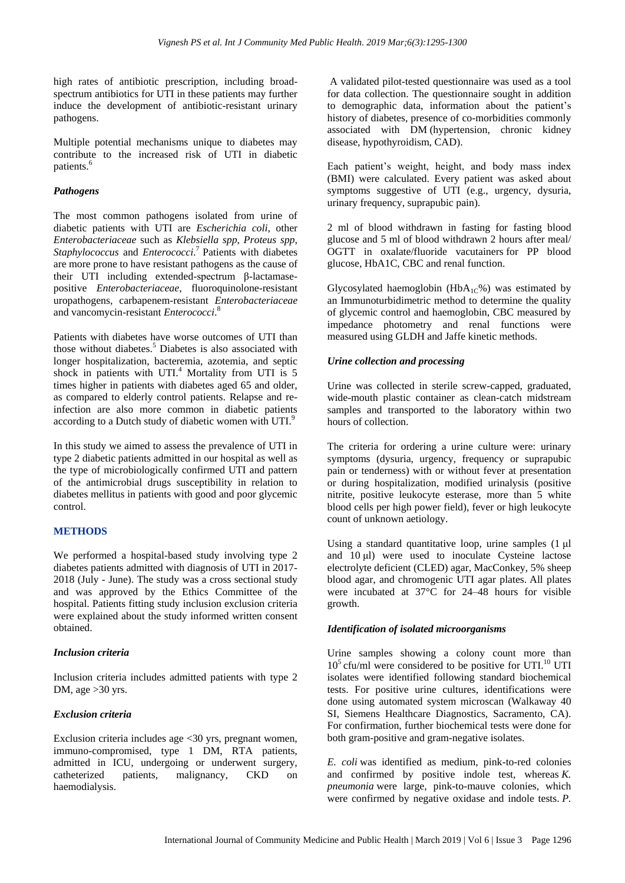high rates of antibiotic prescription, including broad-spectrum antibiotics for UTI in these patients may further induce the development of antibiotic-resistant urinary pathogens.

Multiple potential mechanisms unique to diabetes may contribute to the increased risk of UTI in diabetic patients.[6]

### *Pathogens*

The most common pathogens isolated from urine of diabetic patients with UTI are *Escherichia coli*, other *Enterobacteriaceae* such as *Klebsiella spp*, *Proteus spp*, *Staphylococcus* and *Enterococci*.[7] Patients with diabetes are more prone to have resistant pathogens as the cause of their UTI including extended-spectrum β-lactamase-positive *Enterobacteriaceae*, fluoroquinolone-resistant uropathogens, carbapenem-resistant *Enterobacteriaceae* and vancomycin-resistant *Enterococci*.[8]

Patients with diabetes have worse outcomes of UTI than those without diabetes.[5] Diabetes is also associated with longer hospitalization, bacteremia, azotemia, and septic shock in patients with UTI.[4] Mortality from UTI is 5 times higher in patients with diabetes aged 65 and older, as compared to elderly control patients. Relapse and re-infection are also more common in diabetic patients according to a Dutch study of diabetic women with UTI.[9]

In this study we aimed to assess the prevalence of UTI in type 2 diabetic patients admitted in our hospital as well as the type of microbiologically confirmed UTI and pattern of the antimicrobial drugs susceptibility in relation to diabetes mellitus in patients with good and poor glycemic control.

## METHODS

We performed a hospital-based study involving type 2 diabetes patients admitted with diagnosis of UTI in 2017-2018 (July - June). The study was a cross sectional study and was approved by the Ethics Committee of the hospital. Patients fitting study inclusion exclusion criteria were explained about the study informed written consent obtained.

### *Inclusion criteria*

Inclusion criteria includes admitted patients with type 2 DM, age >30 yrs.

### *Exclusion criteria*

Exclusion criteria includes age <30 yrs, pregnant women, immuno-compromised, type 1 DM, RTA patients, admitted in ICU, undergoing or underwent surgery, catheterized patients, malignancy, CKD on haemodialysis.

A validated pilot-tested questionnaire was used as a tool for data collection. The questionnaire sought in addition to demographic data, information about the patient's history of diabetes, presence of co-morbidities commonly associated with DM (hypertension, chronic kidney disease, hypothyroidism, CAD).

Each patient's weight, height, and body mass index (BMI) were calculated. Every patient was asked about symptoms suggestive of UTI (e.g., urgency, dysuria, urinary frequency, suprapubic pain).

2 ml of blood withdrawn in fasting for fasting blood glucose and 5 ml of blood withdrawn 2 hours after meal/ OGTT in oxalate/fluoride vacutainers for PP blood glucose, HbA1C, CBC and renal function.

Glycosylated haemoglobin ($HbA_{1C}$%) was estimated by an Immunoturbidimetric method to determine the quality of glycemic control and haemoglobin, CBC measured by impedance photometry and renal functions were measured using GLDH and Jaffe kinetic methods.

### *Urine collection and processing*

Urine was collected in sterile screw-capped, graduated, wide-mouth plastic container as clean-catch midstream samples and transported to the laboratory within two hours of collection.

The criteria for ordering a urine culture were: urinary symptoms (dysuria, urgency, frequency or suprapubic pain or tenderness) with or without fever at presentation or during hospitalization, modified urinalysis (positive nitrite, positive leukocyte esterase, more than 5 white blood cells per high power field), fever or high leukocyte count of unknown aetiology.

Using a standard quantitative loop, urine samples (1 µl and 10 µl) were used to inoculate Cysteine lactose electrolyte deficient (CLED) agar, MacConkey, 5% sheep blood agar, and chromogenic UTI agar plates. All plates were incubated at 37°C for 24–48 hours for visible growth.

### *Identification of isolated microorganisms*

Urine samples showing a colony count more than $10^5$ cfu/ml were considered to be positive for UTI.[10] UTI isolates were identified following standard biochemical tests. For positive urine cultures, identifications were done using automated system microscan (Walkaway 40 SI, Siemens Healthcare Diagnostics, Sacramento, CA). For confirmation, further biochemical tests were done for both gram-positive and gram-negative isolates.

*E. coli* was identified as medium, pink-to-red colonies and confirmed by positive indole test, whereas *K. pneumonia* were large, pink-to-mauve colonies, which were confirmed by negative oxidase and indole tests. *P.*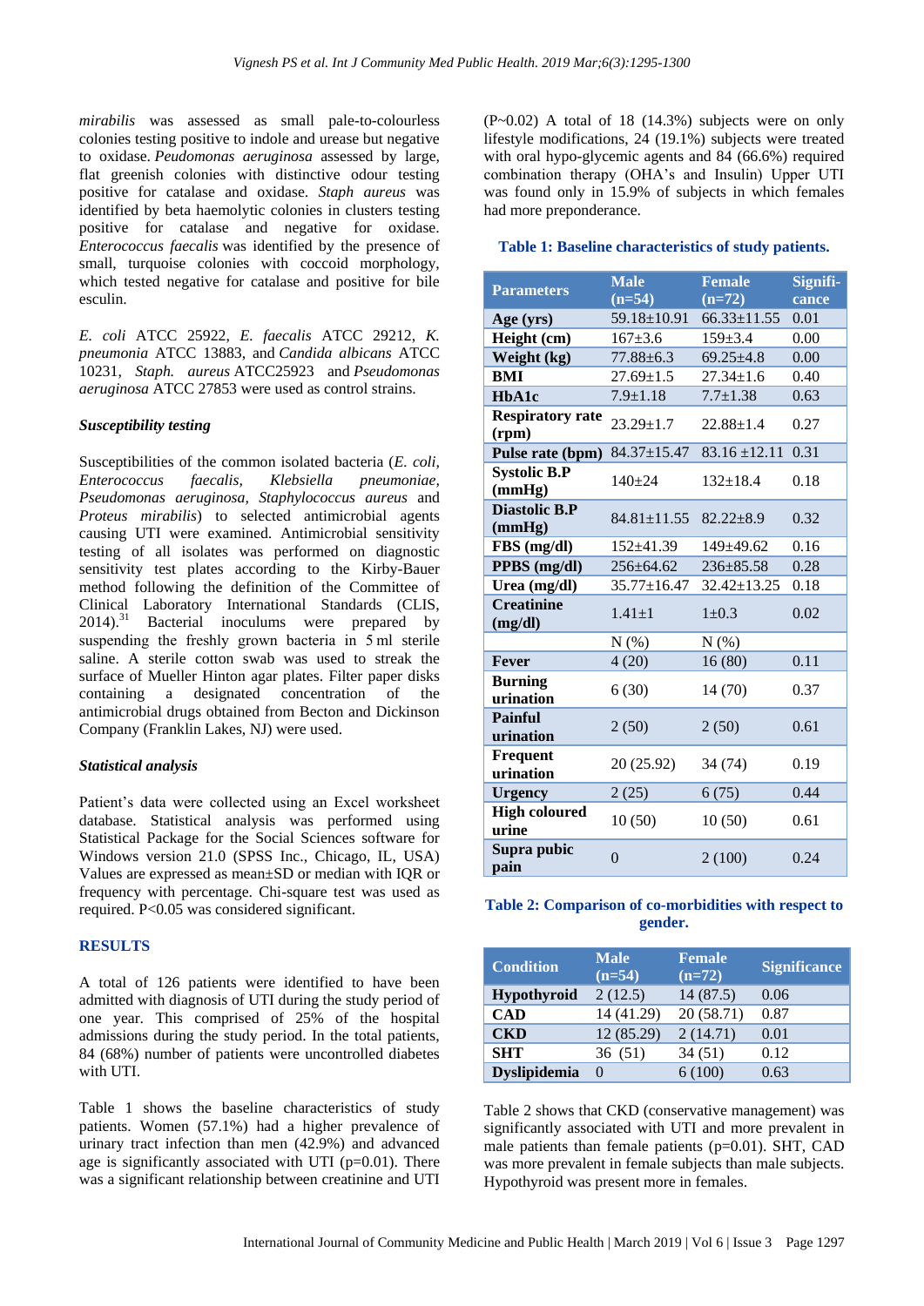*mirabilis* was assessed as small pale-to-colourless colonies testing positive to indole and urease but negative to oxidase. *Peudomonas aeruginosa* assessed by large, flat greenish colonies with distinctive odour testing positive for catalase and oxidase. *Staph aureus* was identified by beta haemolytic colonies in clusters testing positive for catalase and negative for oxidase. *Enterococcus faecalis* was identified by the presence of small, turquoise colonies with coccoid morphology, which tested negative for catalase and positive for bile esculin.

*E. coli* ATCC 25922, *E. faecalis* ATCC 29212, *K. pneumonia* ATCC 13883, and *Candida albicans* ATCC 10231, *Staph. aureus* ATCC25923 and *Pseudomonas aeruginosa* ATCC 27853 were used as control strains.

### *Susceptibility testing*

Susceptibilities of the common isolated bacteria (*E. coli, Enterococcus faecalis, Klebsiella pneumoniae, Pseudomonas aeruginosa, Staphylococcus aureus* and *Proteus mirabilis*) to selected antimicrobial agents causing UTI were examined. Antimicrobial sensitivity testing of all isolates was performed on diagnostic sensitivity test plates according to the Kirby-Bauer method following the definition of the Committee of Clinical Laboratory International Standards (CLIS, 2014).[31] Bacterial inoculums were prepared by suspending the freshly grown bacteria in 5 ml sterile saline. A sterile cotton swab was used to streak the surface of Mueller Hinton agar plates. Filter paper disks containing a designated concentration of the antimicrobial drugs obtained from Becton and Dickinson Company (Franklin Lakes, NJ) were used.

### *Statistical analysis*

Patient's data were collected using an Excel worksheet database. Statistical analysis was performed using Statistical Package for the Social Sciences software for Windows version 21.0 (SPSS Inc., Chicago, IL, USA) Values are expressed as mean±SD or median with IQR or frequency with percentage. Chi-square test was used as required. P<0.05 was considered significant.

## RESULTS

A total of 126 patients were identified to have been admitted with diagnosis of UTI during the study period of one year. This comprised of 25% of the hospital admissions during the study period. In the total patients, 84 (68%) number of patients were uncontrolled diabetes with UTI.

Table 1 shows the baseline characteristics of study patients. Women (57.1%) had a higher prevalence of urinary tract infection than men (42.9%) and advanced age is significantly associated with UTI (p=0.01). There was a significant relationship between creatinine and UTI (P~0.02) A total of 18 (14.3%) subjects were on only lifestyle modifications, 24 (19.1%) subjects were treated with oral hypo-glycemic agents and 84 (66.6%) required combination therapy (OHA's and Insulin) Upper UTI was found only in 15.9% of subjects in which females had more preponderance.

**Table 1: Baseline characteristics of study patients.**

| Parameters | Male (n=54) | Female (n=72) | Significance |
|---|---|---|---|
| **Age (yrs)** | 59.18±10.91 | 66.33±11.55 | 0.01 |
| **Height (cm)** | 167±3.6 | 159±3.4 | 0.00 |
| **Weight (kg)** | 77.88±6.3 | 69.25±4.8 | 0.00 |
| **BMI** | 27.69±1.5 | 27.34±1.6 | 0.40 |
| **HbA1c** | 7.9±1.18 | 7.7±1.38 | 0.63 |
| **Respiratory rate (rpm)** | 23.29±1.7 | 22.88±1.4 | 0.27 |
| **Pulse rate (bpm)** | 84.37±15.47 | 83.16 ±12.11 | 0.31 |
| **Systolic B.P (mmHg)** | 140±24 | 132±18.4 | 0.18 |
| **Diastolic B.P (mmHg)** | 84.81±11.55 | 82.22±8.9 | 0.32 |
| **FBS (mg/dl)** | 152±41.39 | 149±49.62 | 0.16 |
| **PPBS (mg/dl)** | 256±64.62 | 236±85.58 | 0.28 |
| **Urea (mg/dl)** | 35.77±16.47 | 32.42±13.25 | 0.18 |
| **Creatinine (mg/dl)** | 1.41±1 | 1±0.3 | 0.02 |
| | N (%) | N (%) | |
| **Fever** | 4 (20) | 16 (80) | 0.11 |
| **Burning urination** | 6 (30) | 14 (70) | 0.37 |
| **Painful urination** | 2 (50) | 2 (50) | 0.61 |
| **Frequent urination** | 20 (25.92) | 34 (74) | 0.19 |
| **Urgency** | 2 (25) | 6 (75) | 0.44 |
| **High coloured urine** | 10 (50) | 10 (50) | 0.61 |
| **Supra pubic pain** | 0 | 2 (100) | 0.24 |

**Table 2: Comparison of co-morbidities with respect to gender.**

| Condition | Male (n=54) | Female (n=72) | Significance |
|---|---|---|---|
| **Hypothyroid** | 2 (12.5) | 14 (87.5) | 0.06 |
| **CAD** | 14 (41.29) | 20 (58.71) | 0.87 |
| **CKD** | 12 (85.29) | 2 (14.71) | 0.01 |
| **SHT** | 36 (51) | 34 (51) | 0.12 |
| **Dyslipidemia** | 0 | 6 (100) | 0.63 |

Table 2 shows that CKD (conservative management) was significantly associated with UTI and more prevalent in male patients than female patients (p=0.01). SHT, CAD was more prevalent in female subjects than male subjects. Hypothyroid was present more in females.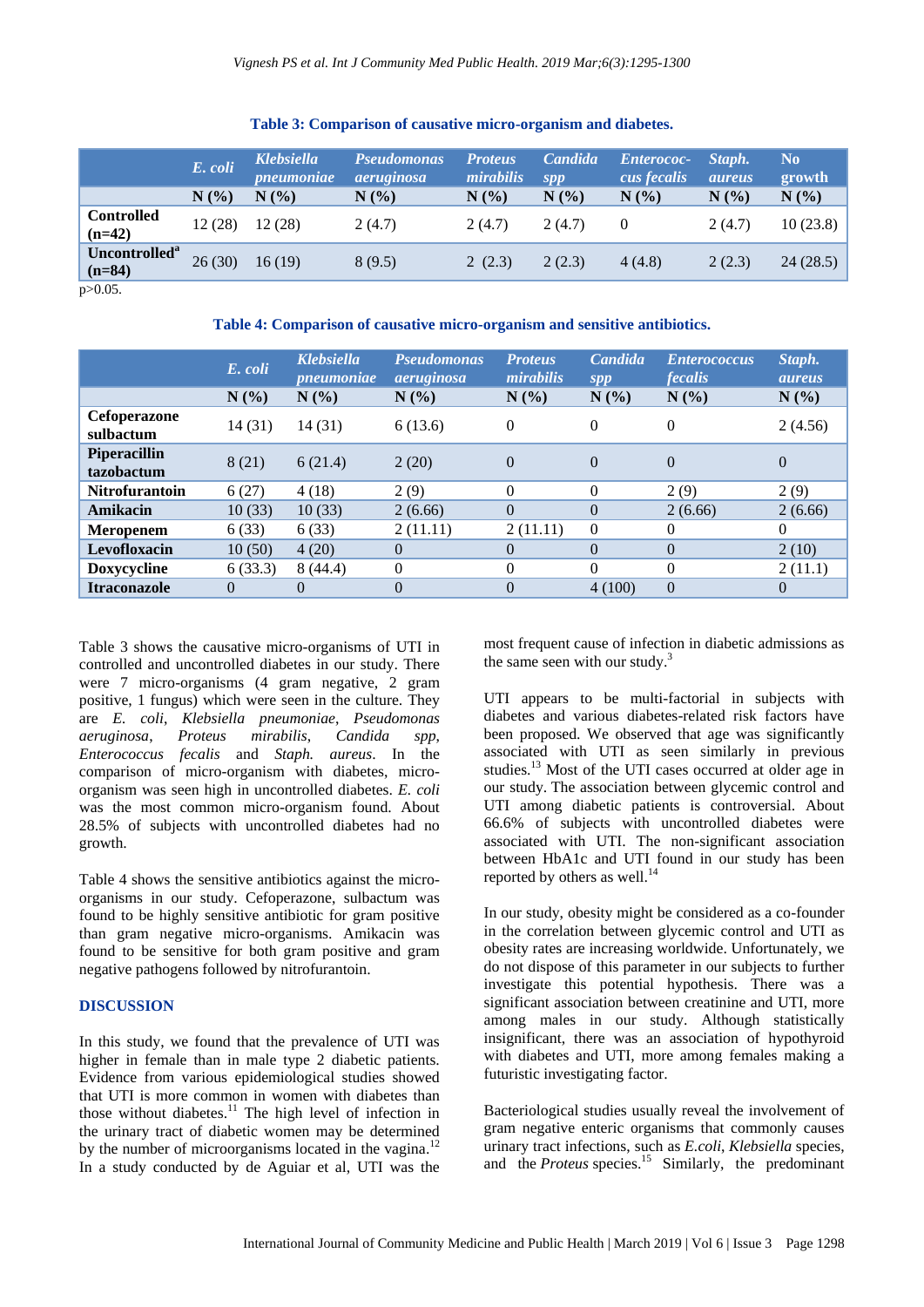**Table 3: Comparison of causative micro-organism and diabetes.**

| | *E. coli* | *Klebsiella pneumoniae* | *Pseudomonas aeruginosa* | *Proteus mirabilis* | *Candida spp* | *Enterococcus fecalis* | *Staph. aureus* | No growth |
|---|---|---|---|---|---|---|---|---|
| | N (%) | N (%) | N (%) | N (%) | N (%) | N (%) | N (%) | N (%) |
| Controlled (n=42) | 12 (28) | 12 (28) | 2 (4.7) | 2 (4.7) | 2 (4.7) | 0 | 2 (4.7) | 10 (23.8) |
| Uncontrolled[a] (n=84) | 26 (30) | 16 (19) | 8 (9.5) | 2 (2.3) | 2 (2.3) | 4 (4.8) | 2 (2.3) | 24 (28.5) |

$p>0.05$.

**Table 4: Comparison of causative micro-organism and sensitive antibiotics.**

| | *E. coli* | *Klebsiella pneumoniae* | *Pseudomonas aeruginosa* | *Proteus mirabilis* | *Candida spp* | *Enterococcus fecalis* | *Staph. aureus* |
|---|---|---|---|---|---|---|---|
| | N (%) | N (%) | N (%) | N (%) | N (%) | N (%) | N (%) |
| Cefoperazone sulbactum | 14 (31) | 14 (31) | 6 (13.6) | 0 | 0 | 0 | 2 (4.56) |
| Piperacillin tazobactum | 8 (21) | 6 (21.4) | 2 (20) | 0 | 0 | 0 | 0 |
| Nitrofurantoin | 6 (27) | 4 (18) | 2 (9) | 0 | 0 | 2 (9) | 2 (9) |
| Amikacin | 10 (33) | 10 (33) | 2 (6.66) | 0 | 0 | 2 (6.66) | 2 (6.66) |
| Meropenem | 6 (33) | 6 (33) | 2 (11.11) | 2 (11.11) | 0 | 0 | 0 |
| Levofloxacin | 10 (50) | 4 (20) | 0 | 0 | 0 | 0 | 2 (10) |
| Doxycycline | 6 (33.3) | 8 (44.4) | 0 | 0 | 0 | 0 | 2 (11.1) |
| Itraconazole | 0 | 0 | 0 | 0 | 4 (100) | 0 | 0 |

Table 3 shows the causative micro-organisms of UTI in controlled and uncontrolled diabetes in our study. There were 7 micro-organisms (4 gram negative, 2 gram positive, 1 fungus) which were seen in the culture. They are *E. coli*, *Klebsiella pneumoniae*, *Pseudomonas aeruginosa*, *Proteus mirabilis*, *Candida spp*, *Enterococcus fecalis* and *Staph. aureus*. In the comparison of micro-organism with diabetes, micro-organism was seen high in uncontrolled diabetes. *E. coli* was the most common micro-organism found. About 28.5% of subjects with uncontrolled diabetes had no growth.

Table 4 shows the sensitive antibiotics against the micro-organisms in our study. Cefoperazone, sulbactum was found to be highly sensitive antibiotic for gram positive than gram negative micro-organisms. Amikacin was found to be sensitive for both gram positive and gram negative pathogens followed by nitrofurantoin.

## DISCUSSION

In this study, we found that the prevalence of UTI was higher in female than in male type 2 diabetic patients. Evidence from various epidemiological studies showed that UTI is more common in women with diabetes than those without diabetes.[11] The high level of infection in the urinary tract of diabetic women may be determined by the number of microorganisms located in the vagina.[12] In a study conducted by de Aguiar et al, UTI was the most frequent cause of infection in diabetic admissions as the same seen with our study.[3]

UTI appears to be multi-factorial in subjects with diabetes and various diabetes-related risk factors have been proposed. We observed that age was significantly associated with UTI as seen similarly in previous studies.[13] Most of the UTI cases occurred at older age in our study. The association between glycemic control and UTI among diabetic patients is controversial. About 66.6% of subjects with uncontrolled diabetes were associated with UTI. The non-significant association between HbA1c and UTI found in our study has been reported by others as well.[14]

In our study, obesity might be considered as a co-founder in the correlation between glycemic control and UTI as obesity rates are increasing worldwide. Unfortunately, we do not dispose of this parameter in our subjects to further investigate this potential hypothesis. There was a significant association between creatinine and UTI, more among males in our study. Although statistically insignificant, there was an association of hypothyroid with diabetes and UTI, more among females making a futuristic investigating factor.

Bacteriological studies usually reveal the involvement of gram negative enteric organisms that commonly causes urinary tract infections, such as *E.coli*, *Klebsiella* species, and the *Proteus* species.[15] Similarly, the predominant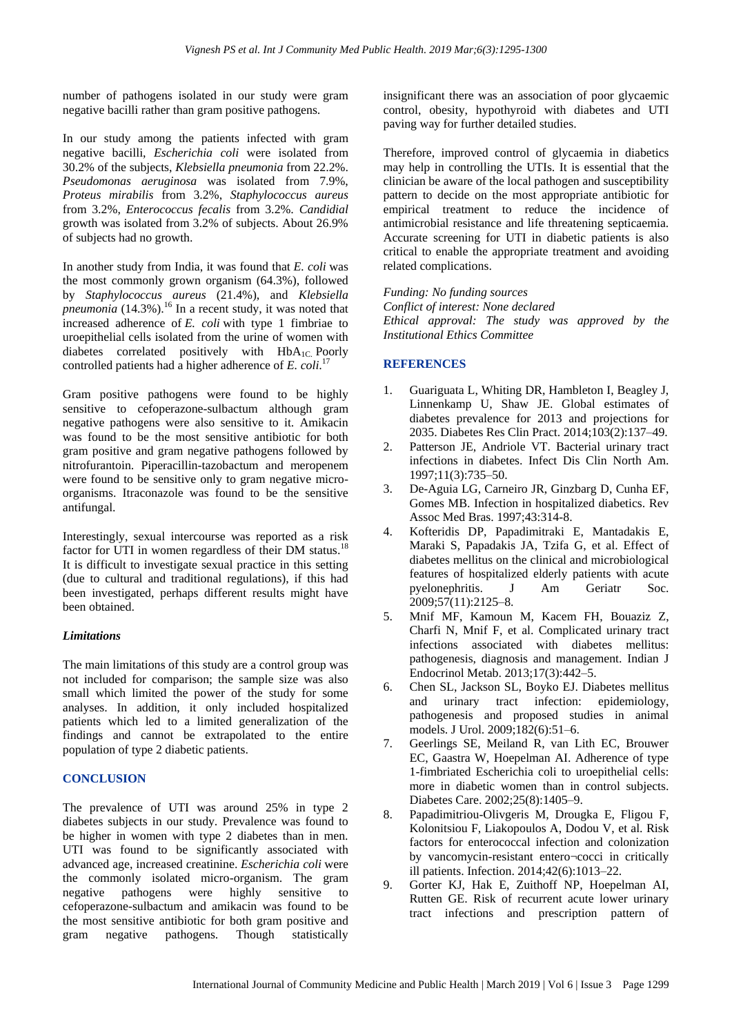number of pathogens isolated in our study were gram negative bacilli rather than gram positive pathogens.

In our study among the patients infected with gram negative bacilli, *Escherichia coli* were isolated from 30.2% of the subjects, *Klebsiella pneumonia* from 22.2%. *Pseudomonas aeruginosa* was isolated from 7.9%, *Proteus mirabilis* from 3.2%, *Staphylococcus aureus* from 3.2%, *Enterococcus fecalis* from 3.2%. *Candidial* growth was isolated from 3.2% of subjects. About 26.9% of subjects had no growth.

In another study from India, it was found that *E. coli* was the most commonly grown organism (64.3%), followed by *Staphylococcus aureus* (21.4%), and *Klebsiella pneumonia* (14.3%).[16] In a recent study, it was noted that increased adherence of *E. coli* with type 1 fimbriae to uroepithelial cells isolated from the urine of women with diabetes correlated positively with $HbA_{1C}$. Poorly controlled patients had a higher adherence of *E. coli*.[17]

Gram positive pathogens were found to be highly sensitive to cefoperazone-sulbactum although gram negative pathogens were also sensitive to it. Amikacin was found to be the most sensitive antibiotic for both gram positive and gram negative pathogens followed by nitrofurantoin. Piperacillin-tazobactum and meropenem were found to be sensitive only to gram negative micro-organisms. Itraconazole was found to be the sensitive antifungal.

Interestingly, sexual intercourse was reported as a risk factor for UTI in women regardless of their DM status.[18] It is difficult to investigate sexual practice in this setting (due to cultural and traditional regulations), if this had been investigated, perhaps different results might have been obtained.

### *Limitations*

The main limitations of this study are a control group was not included for comparison; the sample size was also small which limited the power of the study for some analyses. In addition, it only included hospitalized patients which led to a limited generalization of the findings and cannot be extrapolated to the entire population of type 2 diabetic patients.

## CONCLUSION

The prevalence of UTI was around 25% in type 2 diabetes subjects in our study. Prevalence was found to be higher in women with type 2 diabetes than in men. UTI was found to be significantly associated with advanced age, increased creatinine. *Escherichia coli* were the commonly isolated micro-organism. The gram negative pathogens were highly sensitive to cefoperazone-sulbactum and amikacin was found to be the most sensitive antibiotic for both gram positive and gram negative pathogens. Though statistically insignificant there was an association of poor glycaemic control, obesity, hypothyroid with diabetes and UTI paving way for further detailed studies.

Therefore, improved control of glycaemia in diabetics may help in controlling the UTIs. It is essential that the clinician be aware of the local pathogen and susceptibility pattern to decide on the most appropriate antibiotic for empirical treatment to reduce the incidence of antimicrobial resistance and life threatening septicaemia. Accurate screening for UTI in diabetic patients is also critical to enable the appropriate treatment and avoiding related complications.

*Funding: No funding sources*
*Conflict of interest: None declared*
*Ethical approval: The study was approved by the Institutional Ethics Committee*

## REFERENCES

1. Guariguata L, Whiting DR, Hambleton I, Beagley J, Linnenkamp U, Shaw JE. Global estimates of diabetes prevalence for 2013 and projections for 2035. Diabetes Res Clin Pract. 2014;103(2):137–49.
2. Patterson JE, Andriole VT. Bacterial urinary tract infections in diabetes. Infect Dis Clin North Am. 1997;11(3):735–50.
3. De-Aguia LG, Carneiro JR, Ginzbarg D, Cunha EF, Gomes MB. Infection in hospitalized diabetics. Rev Assoc Med Bras. 1997;43:314-8.
4. Kofteridis DP, Papadimitraki E, Mantadakis E, Maraki S, Papadakis JA, Tzifa G, et al. Effect of diabetes mellitus on the clinical and microbiological features of hospitalized elderly patients with acute pyelonephritis. J Am Geriatr Soc. 2009;57(11):2125–8.
5. Mnif MF, Kamoun M, Kacem FH, Bouaziz Z, Charfi N, Mnif F, et al. Complicated urinary tract infections associated with diabetes mellitus: pathogenesis, diagnosis and management. Indian J Endocrinol Metab. 2013;17(3):442–5.
6. Chen SL, Jackson SL, Boyko EJ. Diabetes mellitus and urinary tract infection: epidemiology, pathogenesis and proposed studies in animal models. J Urol. 2009;182(6):51–6.
7. Geerlings SE, Meiland R, van Lith EC, Brouwer EC, Gaastra W, Hoepelman AI. Adherence of type 1-fimbriated Escherichia coli to uroepithelial cells: more in diabetic women than in control subjects. Diabetes Care. 2002;25(8):1405–9.
8. Papadimitriou-Olivgeris M, Drougka E, Fligou F, Kolonitsiou F, Liakopoulos A, Dodou V, et al. Risk factors for enterococcal infection and colonization by vancomycin-resistant entero¬cocci in critically ill patients. Infection. 2014;42(6):1013–22.
9. Gorter KJ, Hak E, Zuithoff NP, Hoepelman AI, Rutten GE. Risk of recurrent acute lower urinary tract infections and prescription pattern of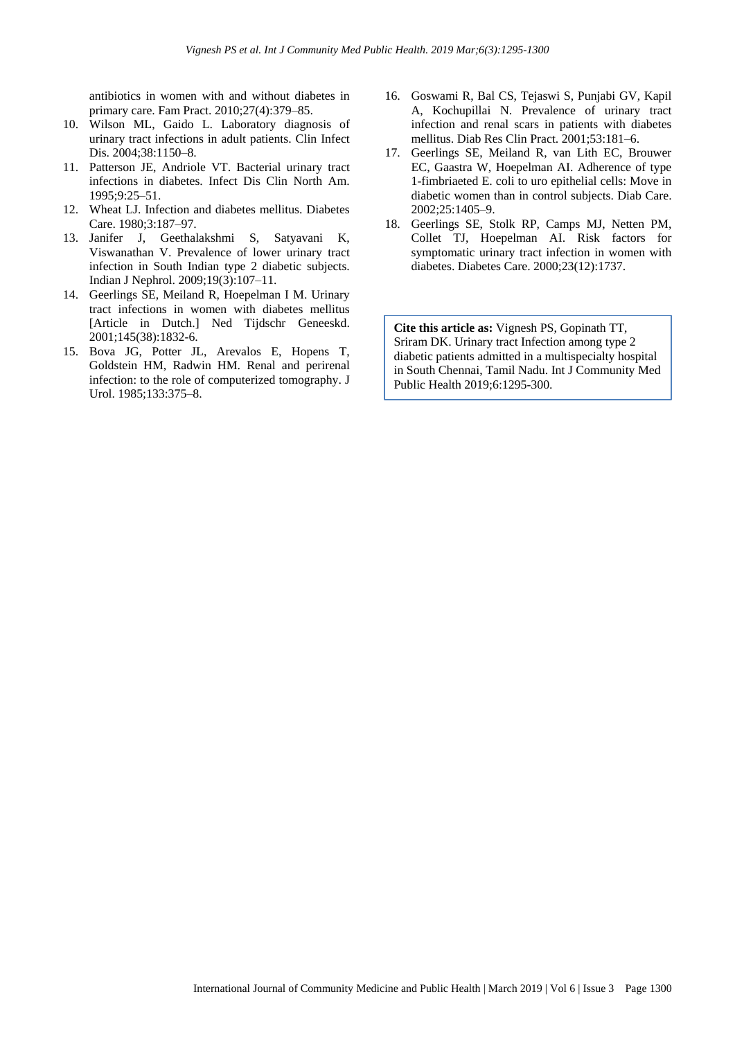antibiotics in women with and without diabetes in primary care. Fam Pract. 2010;27(4):379–85.

10. Wilson ML, Gaido L. Laboratory diagnosis of urinary tract infections in adult patients. Clin Infect Dis. 2004;38:1150–8.
11. Patterson JE, Andriole VT. Bacterial urinary tract infections in diabetes. Infect Dis Clin North Am. 1995;9:25–51.
12. Wheat LJ. Infection and diabetes mellitus. Diabetes Care. 1980;3:187–97.
13. Janifer J, Geethalakshmi S, Satyavani K, Viswanathan V. Prevalence of lower urinary tract infection in South Indian type 2 diabetic subjects. Indian J Nephrol. 2009;19(3):107–11.
14. Geerlings SE, Meiland R, Hoepelman I M. Urinary tract infections in women with diabetes mellitus [Article in Dutch.] Ned Tijdschr Geneeskd. 2001;145(38):1832-6.
15. Bova JG, Potter JL, Arevalos E, Hopens T, Goldstein HM, Radwin HM. Renal and perirenal infection: to the role of computerized tomography. J Urol. 1985;133:375–8.
16. Goswami R, Bal CS, Tejaswi S, Punjabi GV, Kapil A, Kochupillai N. Prevalence of urinary tract infection and renal scars in patients with diabetes mellitus. Diab Res Clin Pract. 2001;53:181–6.
17. Geerlings SE, Meiland R, van Lith EC, Brouwer EC, Gaastra W, Hoepelman AI. Adherence of type 1-fimbriaeted E. coli to uro epithelial cells: Move in diabetic women than in control subjects. Diab Care. 2002;25:1405–9.
18. Geerlings SE, Stolk RP, Camps MJ, Netten PM, Collet TJ, Hoepelman AI. Risk factors for symptomatic urinary tract infection in women with diabetes. Diabetes Care. 2000;23(12):1737.

**Cite this article as:** Vignesh PS, Gopinath TT, Sriram DK. Urinary tract Infection among type 2 diabetic patients admitted in a multispecialty hospital in South Chennai, Tamil Nadu. Int J Community Med Public Health 2019;6:1295-300.